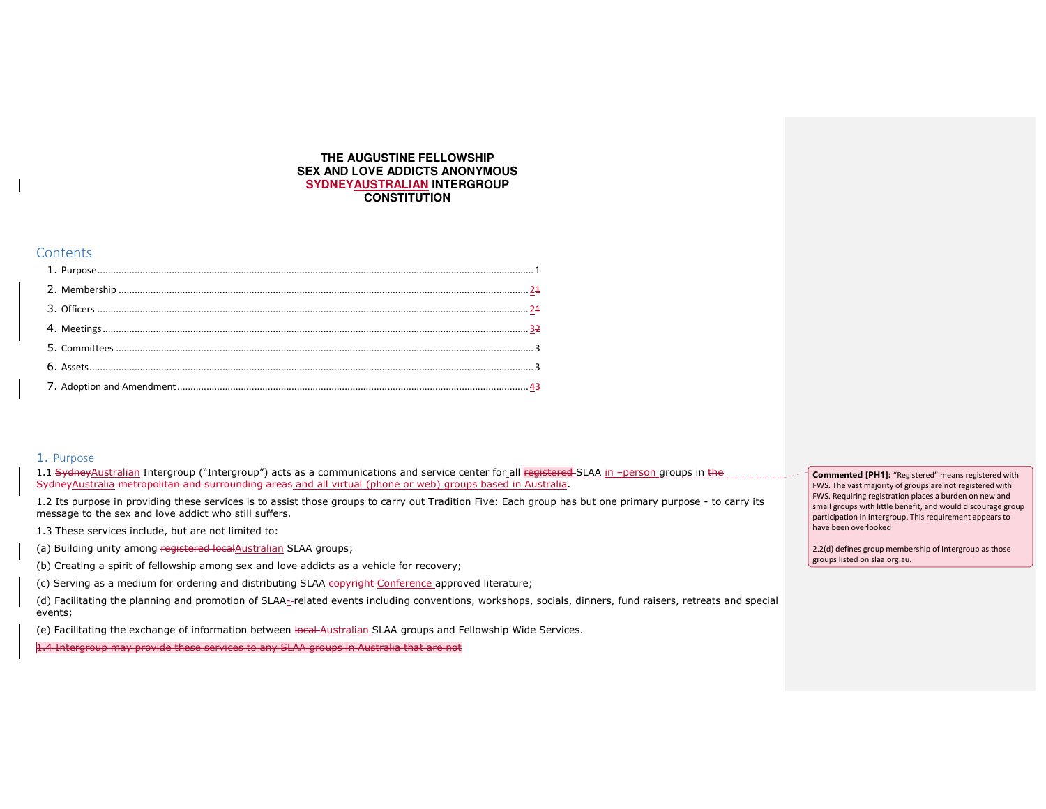**THE AUGUSTINE FELLOWSHIP**
**SEX AND LOVE ADDICTS ANONYMOUS**
**~~SYDNEY~~AUSTRALIAN INTERGROUP**
**CONSTITUTION**

## Contents

1. Purpose ........ 1
2. Membership ........ 2~~1~~
3. Officers ........ 2~~1~~
4. Meetings ........ 3~~2~~
5. Committees ........ 3
6. Assets ........ 3
7. Adoption and Amendment ........ 4~~3~~

## 1. Purpose

1.1 ~~Sydney~~Australian Intergroup ("Intergroup") acts as a communications and service center for all ~~registered~~ SLAA in –person groups in ~~the Sydney~~Australia ~~metropolitan and surrounding areas~~ and all virtual (phone or web) groups based in Australia.

> **Commented [PH1]:** "Registered" means registered with FWS. The vast majority of groups are not registered with FWS. Requiring registration places a burden on new and small groups with little benefit, and would discourage group participation in Intergroup. This requirement appears to have been overlooked
>
> 2.2(d) defines group membership of Intergroup as those groups listed on slaa.org.au.

1.2 Its purpose in providing these services is to assist those groups to carry out Tradition Five: Each group has but one primary purpose - to carry its message to the sex and love addict who still suffers.

1.3 These services include, but are not limited to:

(a) Building unity among ~~registered local~~Australian SLAA groups;

(b) Creating a spirit of fellowship among sex and love addicts as a vehicle for recovery;

(c) Serving as a medium for ordering and distributing SLAA ~~copyright~~ Conference approved literature;

(d) Facilitating the planning and promotion of SLAA-~~-~~related events including conventions, workshops, socials, dinners, fund raisers, retreats and special events;

(e) Facilitating the exchange of information between ~~local~~ Australian SLAA groups and Fellowship Wide Services.

~~1.4 Intergroup may provide these services to any SLAA groups in Australia that are not~~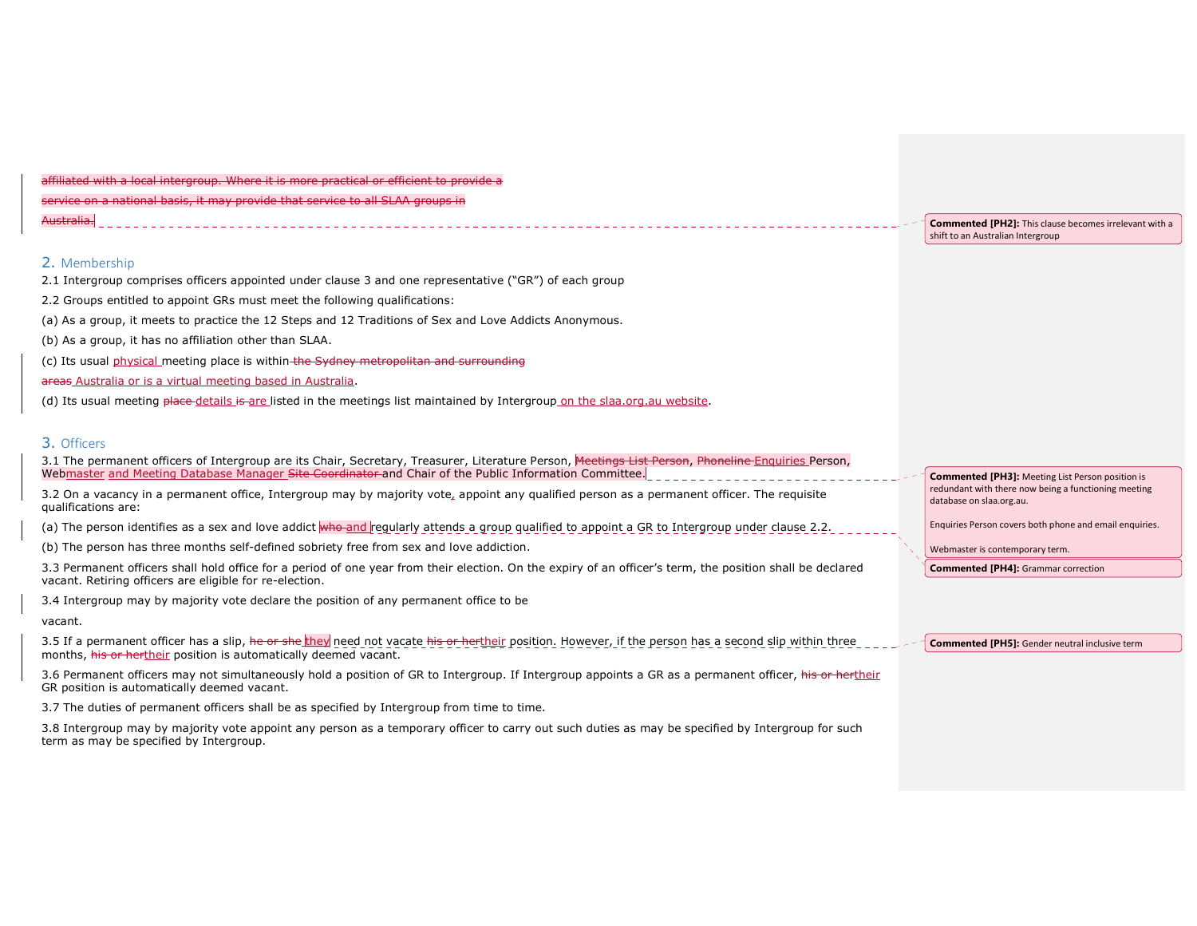~~affiliated with a local intergroup. Where it is more practical or efficient to provide a service on a national basis, it may provide that service to all SLAA groups in Australia.~~

> **Commented [PH2]:** This clause becomes irrelevant with a shift to an Australian Intergroup

## 2. Membership

2.1 Intergroup comprises officers appointed under clause 3 and one representative ("GR") of each group

2.2 Groups entitled to appoint GRs must meet the following qualifications:

(a) As a group, it meets to practice the 12 Steps and 12 Traditions of Sex and Love Addicts Anonymous.

(b) As a group, it has no affiliation other than SLAA.

(c) Its usual physical meeting place is within ~~the Sydney metropolitan and surrounding areas~~ Australia or is a virtual meeting based in Australia.

(d) Its usual meeting ~~place~~ details ~~is~~ are listed in the meetings list maintained by Intergroup on the slaa.org.au website.

## 3. Officers

3.1 The permanent officers of Intergroup are its Chair, Secretary, Treasurer, Literature Person, ~~Meetings List Person~~, ~~Phoneline~~ Enquiries Person, Webmaster and Meeting Database Manager ~~Site Coordinator~~ and Chair of the Public Information Committee.

> **Commented [PH3]:** Meeting List Person position is redundant with there now being a functioning meeting database on slaa.org.au.
>
> Enquiries Person covers both phone and email enquiries.
>
> Webmaster is contemporary term.

3.2 On a vacancy in a permanent office, Intergroup may by majority vote, appoint any qualified person as a permanent officer. The requisite qualifications are:

(a) The person identifies as a sex and love addict ~~who~~ and regularly attends a group qualified to appoint a GR to Intergroup under clause 2.2.

> **Commented [PH4]:** Grammar correction

(b) The person has three months self-defined sobriety free from sex and love addiction.

3.3 Permanent officers shall hold office for a period of one year from their election. On the expiry of an officer's term, the position shall be declared vacant. Retiring officers are eligible for re-election.

3.4 Intergroup may by majority vote declare the position of any permanent office to be vacant.

3.5 If a permanent officer has a slip, ~~he or she~~ they need not vacate ~~his or her~~ their position. However, if the person has a second slip within three months, ~~his or her~~ their position is automatically deemed vacant.

> **Commented [PH5]:** Gender neutral inclusive term

3.6 Permanent officers may not simultaneously hold a position of GR to Intergroup. If Intergroup appoints a GR as a permanent officer, ~~his or her~~ their GR position is automatically deemed vacant.

3.7 The duties of permanent officers shall be as specified by Intergroup from time to time.

3.8 Intergroup may by majority vote appoint any person as a temporary officer to carry out such duties as may be specified by Intergroup for such term as may be specified by Intergroup.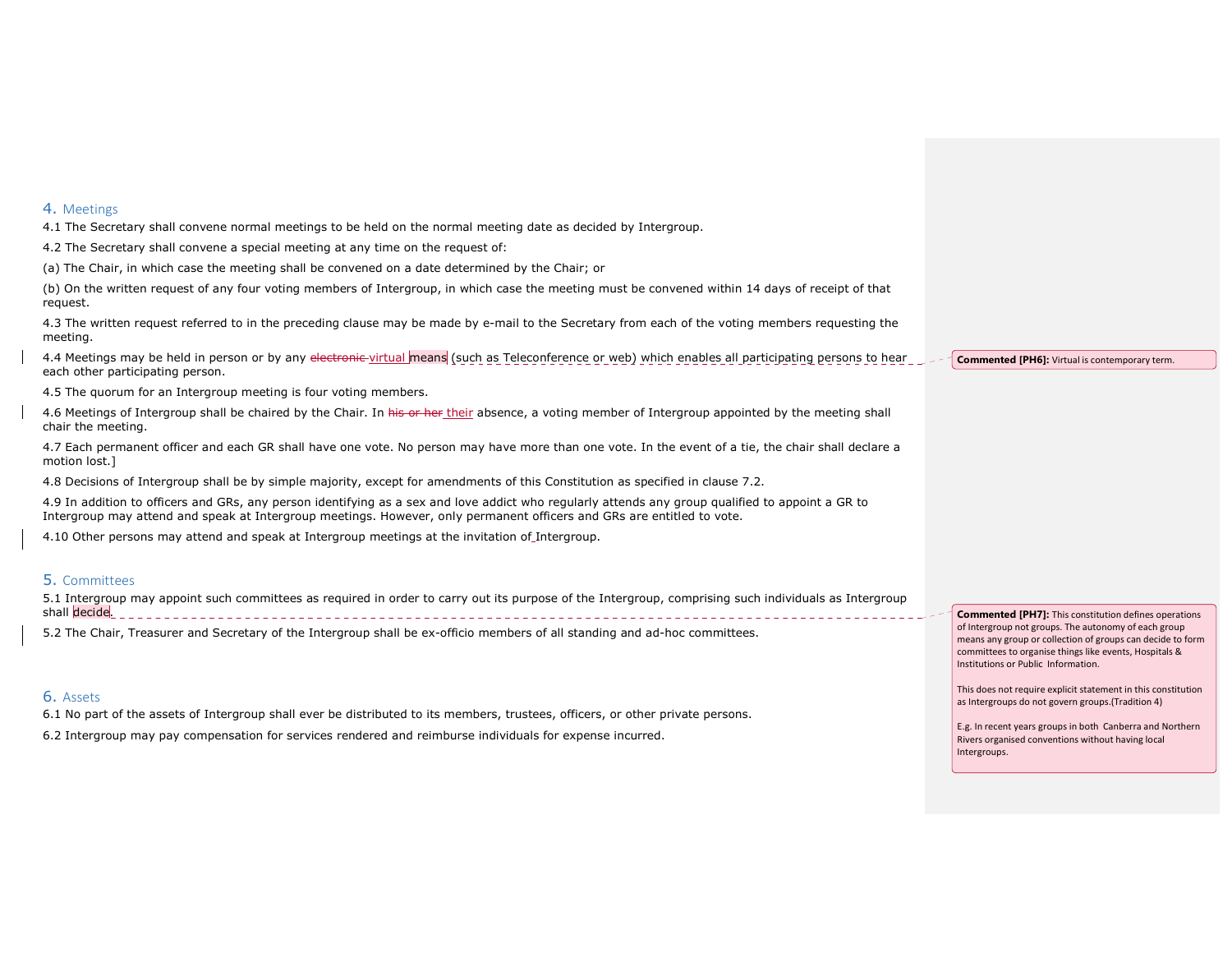## 4. Meetings

4.1 The Secretary shall convene normal meetings to be held on the normal meeting date as decided by Intergroup.

4.2 The Secretary shall convene a special meeting at any time on the request of:

(a) The Chair, in which case the meeting shall be convened on a date determined by the Chair; or

(b) On the written request of any four voting members of Intergroup, in which case the meeting must be convened within 14 days of receipt of that request.

4.3 The written request referred to in the preceding clause may be made by e-mail to the Secretary from each of the voting members requesting the meeting.

4.4 Meetings may be held in person or by any ~~electronic~~ virtual means (such as Teleconference or web) which enables all participating persons to hear each other participating person.

4.5 The quorum for an Intergroup meeting is four voting members.

4.6 Meetings of Intergroup shall be chaired by the Chair. In ~~his or her~~ their absence, a voting member of Intergroup appointed by the meeting shall chair the meeting.

4.7 Each permanent officer and each GR shall have one vote. No person may have more than one vote. In the event of a tie, the chair shall declare a motion lost.]

4.8 Decisions of Intergroup shall be by simple majority, except for amendments of this Constitution as specified in clause 7.2.

4.9 In addition to officers and GRs, any person identifying as a sex and love addict who regularly attends any group qualified to appoint a GR to Intergroup may attend and speak at Intergroup meetings. However, only permanent officers and GRs are entitled to vote.

4.10 Other persons may attend and speak at Intergroup meetings at the invitation of Intergroup.

## 5. Committees

5.1 Intergroup may appoint such committees as required in order to carry out its purpose of the Intergroup, comprising such individuals as Intergroup shall decide.

5.2 The Chair, Treasurer and Secretary of the Intergroup shall be ex-officio members of all standing and ad-hoc committees.

## 6. Assets

6.1 No part of the assets of Intergroup shall ever be distributed to its members, trustees, officers, or other private persons.

6.2 Intergroup may pay compensation for services rendered and reimburse individuals for expense incurred.

---

**Commented [PH6]:** Virtual is contemporary term.

**Commented [PH7]:** This constitution defines operations of Intergroup not groups. The autonomy of each group means any group or collection of groups can decide to form committees to organise things like events, Hospitals & Institutions or Public Information.

This does not require explicit statement in this constitution as Intergroups do not govern groups.(Tradition 4)

E.g. In recent years groups in both Canberra and Northern Rivers organised conventions without having local Intergroups.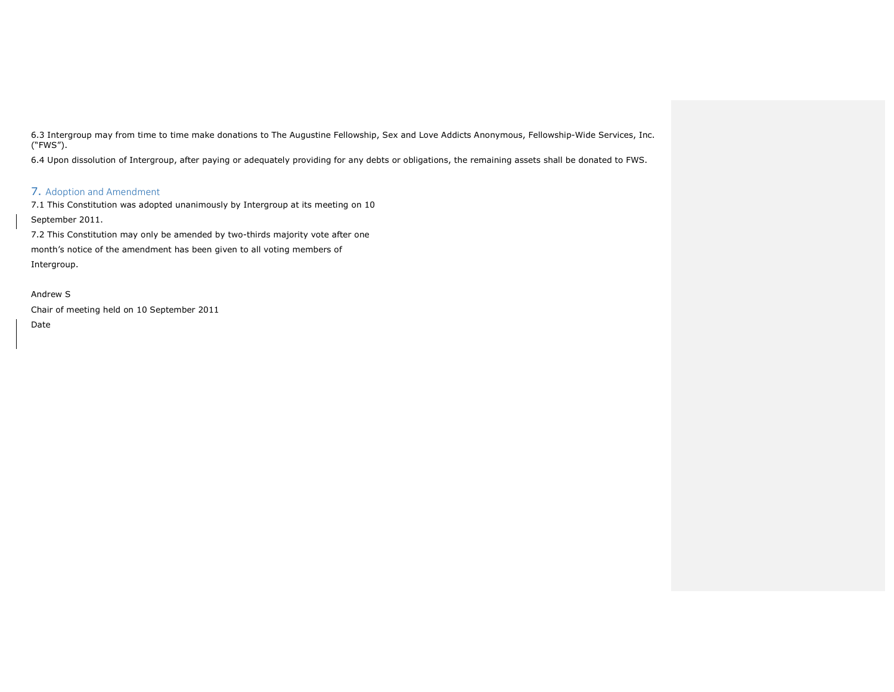6.3 Intergroup may from time to time make donations to The Augustine Fellowship, Sex and Love Addicts Anonymous, Fellowship-Wide Services, Inc. ("FWS").

6.4 Upon dissolution of Intergroup, after paying or adequately providing for any debts or obligations, the remaining assets shall be donated to FWS.

## 7. Adoption and Amendment

7.1 This Constitution was adopted unanimously by Intergroup at its meeting on 10 September 2011.

7.2 This Constitution may only be amended by two-thirds majority vote after one month's notice of the amendment has been given to all voting members of Intergroup.

Andrew S

Chair of meeting held on 10 September 2011

Date